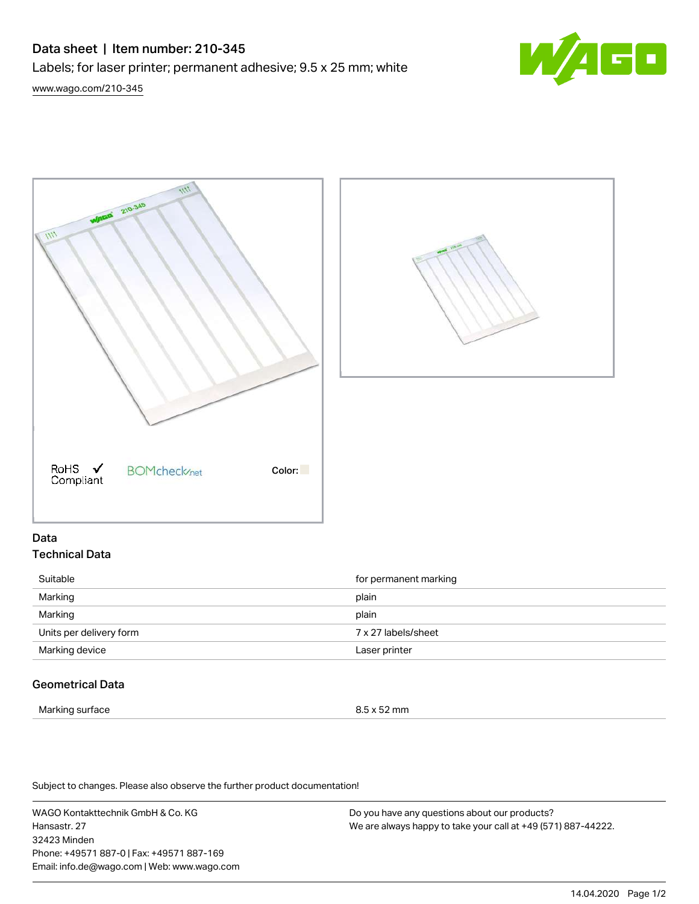# Data sheet | Item number: 210-345

Labels; for laser printer; permanent adhesive; 9.5 x 25 mm; white

www.wago.com/210-345

RoHS ✓ Compliant

BOMcheck.net

Color:

## Data

### Technical Data

| | |
|---|---|
| Suitable | for permanent marking |
| Marking | plain |
| Marking | plain |
| Units per delivery form | 7 x 27 labels/sheet |
| Marking device | Laser printer |

### Geometrical Data

| | |
|---|---|
| Marking surface | 8.5 x 52 mm |

Subject to changes. Please also observe the further product documentation!

WAGO Kontakttechnik GmbH & Co. KG
Hansastr. 27
32423 Minden
Phone: +49571 887-0 | Fax: +49571 887-169
Email: info.de@wago.com | Web: www.wago.com

Do you have any questions about our products?
We are always happy to take your call at +49 (571) 887-44222.

14.04.2020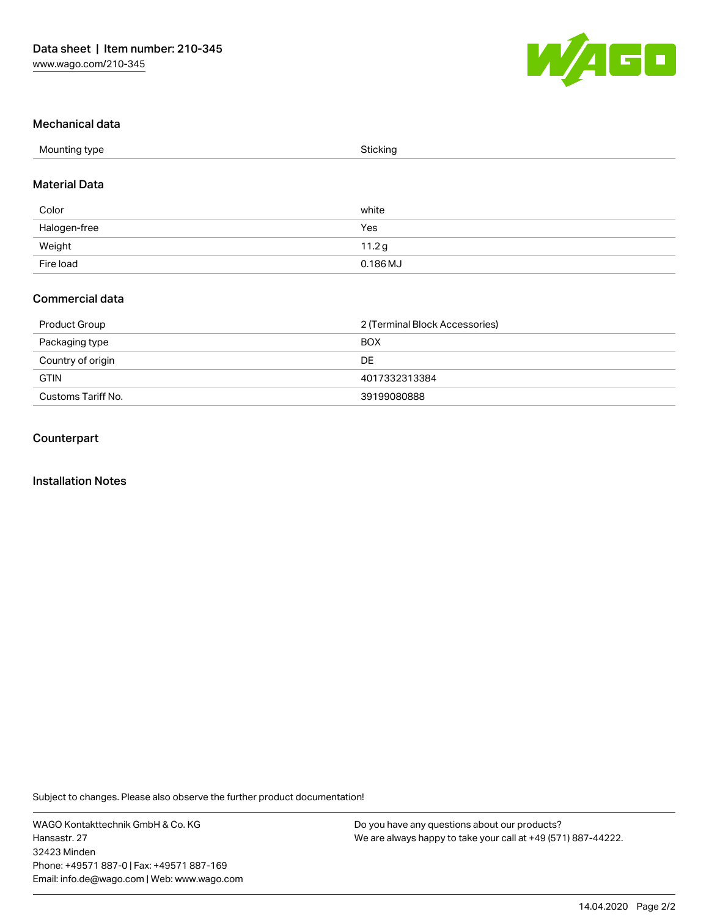## Mechanical data

| | |
|---|---|
| Mounting type | Sticking |

## Material Data

| | |
|---|---|
| Color | white |
| Halogen-free | Yes |
| Weight | 11.2 g |
| Fire load | 0.186 MJ |

## Commercial data

| | |
|---|---|
| Product Group | 2 (Terminal Block Accessories) |
| Packaging type | BOX |
| Country of origin | DE |
| GTIN | 4017332313384 |
| Customs Tariff No. | 39199080888 |

## Counterpart

## Installation Notes

Subject to changes. Please also observe the further product documentation!

WAGO Kontakttechnik GmbH & Co. KG
Hansastr. 27
32423 Minden
Phone: +49571 887-0 | Fax: +49571 887-169
Email: info.de@wago.com | Web: www.wago.com

Do you have any questions about our products?
We are always happy to take your call at +49 (571) 887-44222.

14.04.2020